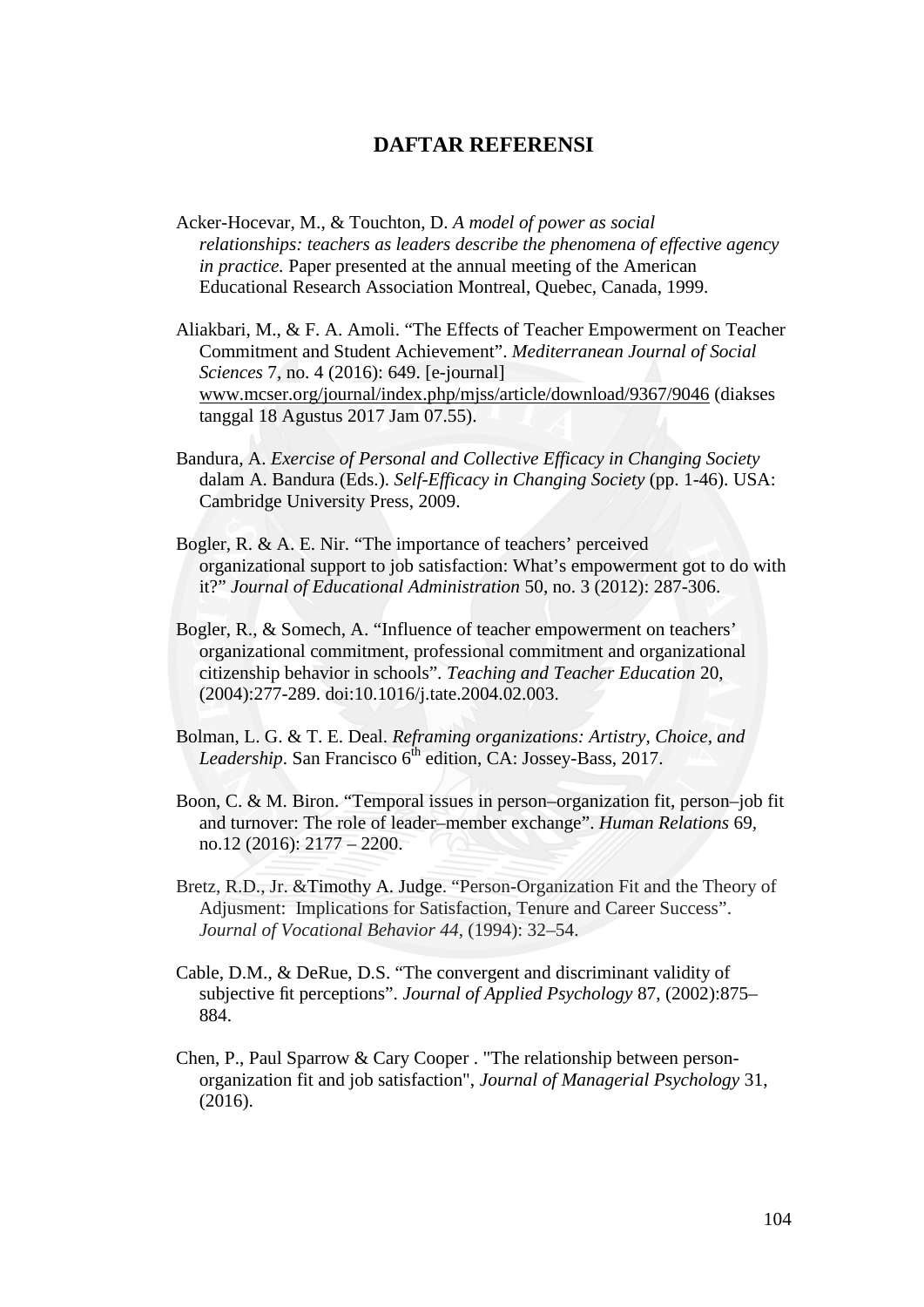# DAFTAR REFERENSI

Acker-Hocevar, M., & Touchton, D. *A model of power as social relationships: teachers as leaders describe the phenomena of effective agency in practice.* Paper presented at the annual meeting of the American Educational Research Association Montreal, Quebec, Canada, 1999.

Aliakbari, M., & F. A. Amoli. "The Effects of Teacher Empowerment on Teacher Commitment and Student Achievement". *Mediterranean Journal of Social Sciences* 7, no. 4 (2016): 649. [e-journal] www.mcser.org/journal/index.php/mjss/article/download/9367/9046 (diakses tanggal 18 Agustus 2017 Jam 07.55).

Bandura, A. *Exercise of Personal and Collective Efficacy in Changing Society* dalam A. Bandura (Eds.). *Self-Efficacy in Changing Society* (pp. 1-46). USA: Cambridge University Press, 2009.

Bogler, R. & A. E. Nir. "The importance of teachers' perceived organizational support to job satisfaction: What's empowerment got to do with it?" *Journal of Educational Administration* 50, no. 3 (2012): 287-306.

Bogler, R., & Somech, A. "Influence of teacher empowerment on teachers' organizational commitment, professional commitment and organizational citizenship behavior in schools". *Teaching and Teacher Education* 20, (2004):277-289. doi:10.1016/j.tate.2004.02.003.

Bolman, L. G. & T. E. Deal. *Reframing organizations: Artistry, Choice, and Leadership*. San Francisco 6th edition, CA: Jossey-Bass, 2017.

Boon, C. & M. Biron. "Temporal issues in person–organization fit, person–job fit and turnover: The role of leader–member exchange". *Human Relations* 69, no.12 (2016): 2177 – 2200.

Bretz, R.D., Jr. &Timothy A. Judge. "Person-Organization Fit and the Theory of Adjusment: Implications for Satisfaction, Tenure and Career Success". *Journal of Vocational Behavior 44*, (1994): 32–54.

Cable, D.M., & DeRue, D.S. "The convergent and discriminant validity of subjective fit perceptions". *Journal of Applied Psychology* 87, (2002):875–884.

Chen, P., Paul Sparrow & Cary Cooper . "The relationship between person-organization fit and job satisfaction", *Journal of Managerial Psychology* 31, (2016).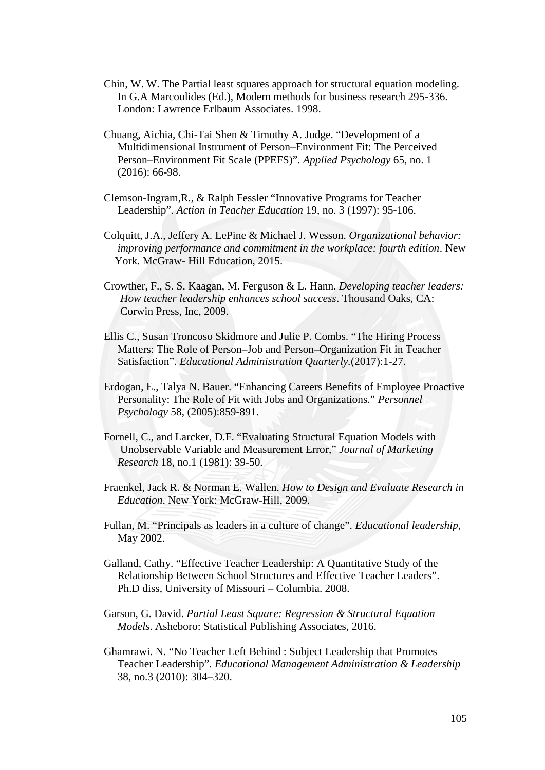Chin, W. W. The Partial least squares approach for structural equation modeling. In G.A Marcoulides (Ed.), Modern methods for business research 295-336. London: Lawrence Erlbaum Associates. 1998.

Chuang, Aichia, Chi-Tai Shen & Timothy A. Judge. "Development of a Multidimensional Instrument of Person–Environment Fit: The Perceived Person–Environment Fit Scale (PPEFS)". *Applied Psychology* 65, no. 1 (2016): 66-98.

Clemson-Ingram,R., & Ralph Fessler "Innovative Programs for Teacher Leadership". *Action in Teacher Education* 19, no. 3 (1997): 95-106.

Colquitt, J.A., Jeffery A. LePine & Michael J. Wesson. *Organizational behavior: improving performance and commitment in the workplace: fourth edition*. New York. McGraw- Hill Education, 2015.

Crowther, F., S. S. Kaagan, M. Ferguson & L. Hann. *Developing teacher leaders: How teacher leadership enhances school success*. Thousand Oaks, CA: Corwin Press, Inc, 2009.

Ellis C., Susan Troncoso Skidmore and Julie P. Combs. "The Hiring Process Matters: The Role of Person–Job and Person–Organization Fit in Teacher Satisfaction". *Educational Administration Quarterly*.(2017):1-27.

Erdogan, E., Talya N. Bauer. "Enhancing Careers Benefits of Employee Proactive Personality: The Role of Fit with Jobs and Organizations." *Personnel Psychology* 58, (2005):859-891.

Fornell, C., and Larcker, D.F. "Evaluating Structural Equation Models with Unobservable Variable and Measurement Error," *Journal of Marketing Research* 18, no.1 (1981): 39-50.

Fraenkel, Jack R. & Norman E. Wallen. *How to Design and Evaluate Research in Education*. New York: McGraw-Hill, 2009.

Fullan, M. "Principals as leaders in a culture of change". *Educational leadership*, May 2002.

Galland, Cathy. "Effective Teacher Leadership: A Quantitative Study of the Relationship Between School Structures and Effective Teacher Leaders". Ph.D diss, University of Missouri – Columbia. 2008.

Garson, G. David. *Partial Least Square: Regression & Structural Equation Models*. Asheboro: Statistical Publishing Associates, 2016.

Ghamrawi. N. "No Teacher Left Behind : Subject Leadership that Promotes Teacher Leadership". *Educational Management Administration & Leadership* 38, no.3 (2010): 304–320.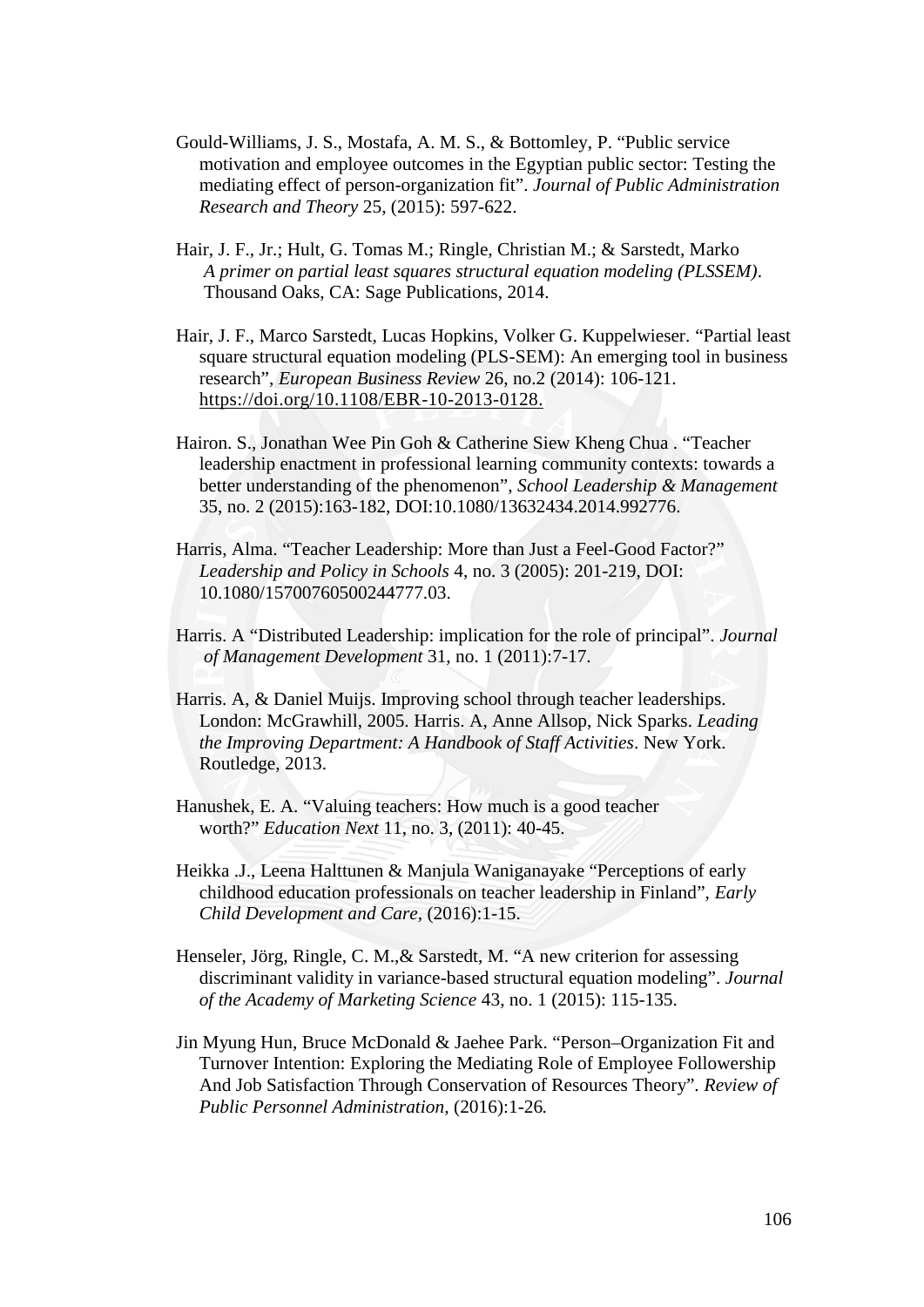Gould-Williams, J. S., Mostafa, A. M. S., & Bottomley, P. “Public service motivation and employee outcomes in the Egyptian public sector: Testing the mediating effect of person-organization fit”. *Journal of Public Administration Research and Theory* 25, (2015): 597-622.

Hair, J. F., Jr.; Hult, G. Tomas M.; Ringle, Christian M.; & Sarstedt, Marko *A primer on partial least squares structural equation modeling (PLSSEM)*. Thousand Oaks, CA: Sage Publications, 2014.

Hair, J. F., Marco Sarstedt, Lucas Hopkins, Volker G. Kuppelwieser. “Partial least square structural equation modeling (PLS-SEM): An emerging tool in business research”, *European Business Review* 26, no.2 (2014): 106-121. https://doi.org/10.1108/EBR-10-2013-0128.

Hairon. S., Jonathan Wee Pin Goh & Catherine Siew Kheng Chua . “Teacher leadership enactment in professional learning community contexts: towards a better understanding of the phenomenon”, *School Leadership & Management* 35, no. 2 (2015):163-182, DOI:10.1080/13632434.2014.992776.

Harris, Alma. “Teacher Leadership: More than Just a Feel-Good Factor?” *Leadership and Policy in Schools* 4, no. 3 (2005): 201-219, DOI: 10.1080/15700760500244777.03.

Harris. A “Distributed Leadership: implication for the role of principal”. *Journal of Management Development* 31, no. 1 (2011):7-17.

Harris. A, & Daniel Muijs. Improving school through teacher leaderships. London: McGrawhill, 2005. Harris. A, Anne Allsop, Nick Sparks. *Leading the Improving Department: A Handbook of Staff Activities*. New York. Routledge, 2013.

Hanushek, E. A. “Valuing teachers: How much is a good teacher worth?” *Education Next* 11, no. 3, (2011): 40-45.

Heikka .J., Leena Halttunen & Manjula Waniganayake “Perceptions of early childhood education professionals on teacher leadership in Finland”, *Early Child Development and Care*, (2016):1-15.

Henseler, Jörg, Ringle, C. M.,& Sarstedt, M. “A new criterion for assessing discriminant validity in variance-based structural equation modeling”. *Journal of the Academy of Marketing Science* 43, no. 1 (2015): 115-135.

Jin Myung Hun, Bruce McDonald & Jaehee Park. “Person–Organization Fit and Turnover Intention: Exploring the Mediating Role of Employee Followership And Job Satisfaction Through Conservation of Resources Theory”. *Review of Public Personnel Administration,* (2016):1-26*.*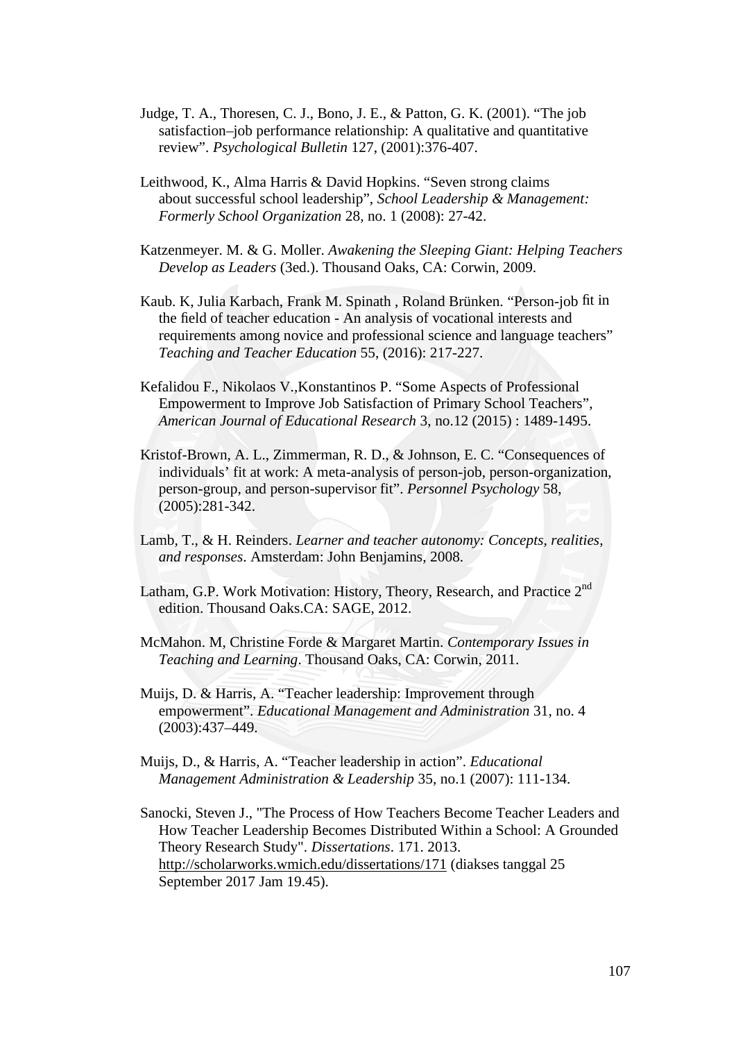Judge, T. A., Thoresen, C. J., Bono, J. E., & Patton, G. K. (2001). "The job satisfaction–job performance relationship: A qualitative and quantitative review". *Psychological Bulletin* 127, (2001):376-407.

Leithwood, K., Alma Harris & David Hopkins. "Seven strong claims about successful school leadership", *School Leadership & Management: Formerly School Organization* 28, no. 1 (2008): 27-42.

Katzenmeyer. M. & G. Moller. *Awakening the Sleeping Giant: Helping Teachers Develop as Leaders* (3ed.). Thousand Oaks, CA: Corwin, 2009.

Kaub. K, Julia Karbach, Frank M. Spinath , Roland Brünken. "Person-job fit in the field of teacher education - An analysis of vocational interests and requirements among novice and professional science and language teachers" *Teaching and Teacher Education* 55, (2016): 217-227.

Kefalidou F., Nikolaos V.,Konstantinos P. "Some Aspects of Professional Empowerment to Improve Job Satisfaction of Primary School Teachers", *American Journal of Educational Research* 3, no.12 (2015) : 1489-1495.

Kristof-Brown, A. L., Zimmerman, R. D., & Johnson, E. C. "Consequences of individuals' fit at work: A meta-analysis of person-job, person-organization, person-group, and person-supervisor fit". *Personnel Psychology* 58, (2005):281-342.

Lamb, T., & H. Reinders. *Learner and teacher autonomy: Concepts, realities, and responses*. Amsterdam: John Benjamins, 2008.

Latham, G.P. Work Motivation: History, Theory, Research, and Practice 2nd edition. Thousand Oaks.CA: SAGE, 2012.

McMahon. M, Christine Forde & Margaret Martin. *Contemporary Issues in Teaching and Learning*. Thousand Oaks, CA: Corwin, 2011.

Muijs, D. & Harris, A. "Teacher leadership: Improvement through empowerment". *Educational Management and Administration* 31, no. 4 (2003):437–449.

Muijs, D., & Harris, A. "Teacher leadership in action". *Educational Management Administration & Leadership* 35, no.1 (2007): 111-134.

Sanocki, Steven J., "The Process of How Teachers Become Teacher Leaders and How Teacher Leadership Becomes Distributed Within a School: A Grounded Theory Research Study". *Dissertations*. 171. 2013. http://scholarworks.wmich.edu/dissertations/171 (diakses tanggal 25 September 2017 Jam 19.45).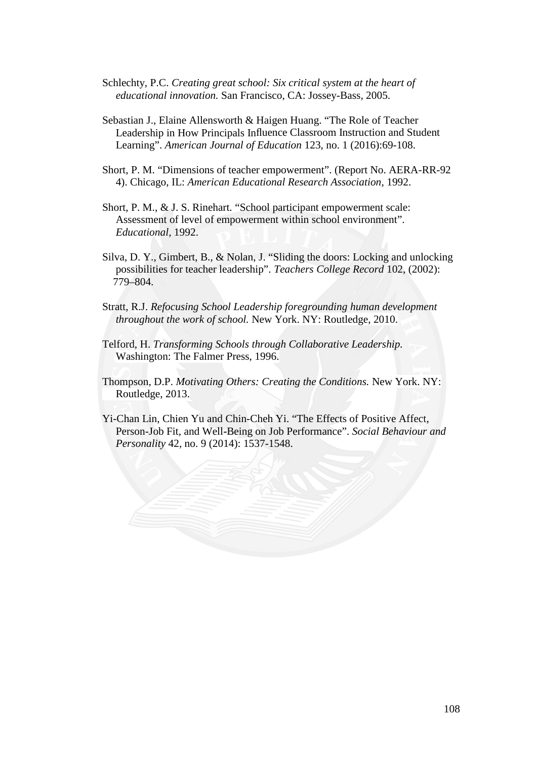Schlechty, P.C. *Creating great school: Six critical system at the heart of educational innovation.* San Francisco, CA: Jossey-Bass, 2005.

Sebastian J., Elaine Allensworth & Haigen Huang. "The Role of Teacher Leadership in How Principals Influence Classroom Instruction and Student Learning". *American Journal of Education* 123, no. 1 (2016):69-108.

Short, P. M. "Dimensions of teacher empowerment". (Report No. AERA-RR-92 4). Chicago, IL: *American Educational Research Association*, 1992.

Short, P. M., & J. S. Rinehart. "School participant empowerment scale: Assessment of level of empowerment within school environment". *Educational*, 1992.

Silva, D. Y., Gimbert, B., & Nolan, J. "Sliding the doors: Locking and unlocking possibilities for teacher leadership". *Teachers College Record* 102, (2002): 779–804.

Stratt, R.J. *Refocusing School Leadership foregrounding human development throughout the work of school.* New York. NY: Routledge, 2010.

Telford, H. *Transforming Schools through Collaborative Leadership.* Washington: The Falmer Press, 1996.

Thompson, D.P. *Motivating Others: Creating the Conditions.* New York. NY: Routledge, 2013.

Yi-Chan Lin, Chien Yu and Chin-Cheh Yi. "The Effects of Positive Affect, Person-Job Fit, and Well-Being on Job Performance". *Social Behaviour and Personality* 42, no. 9 (2014): 1537-1548.